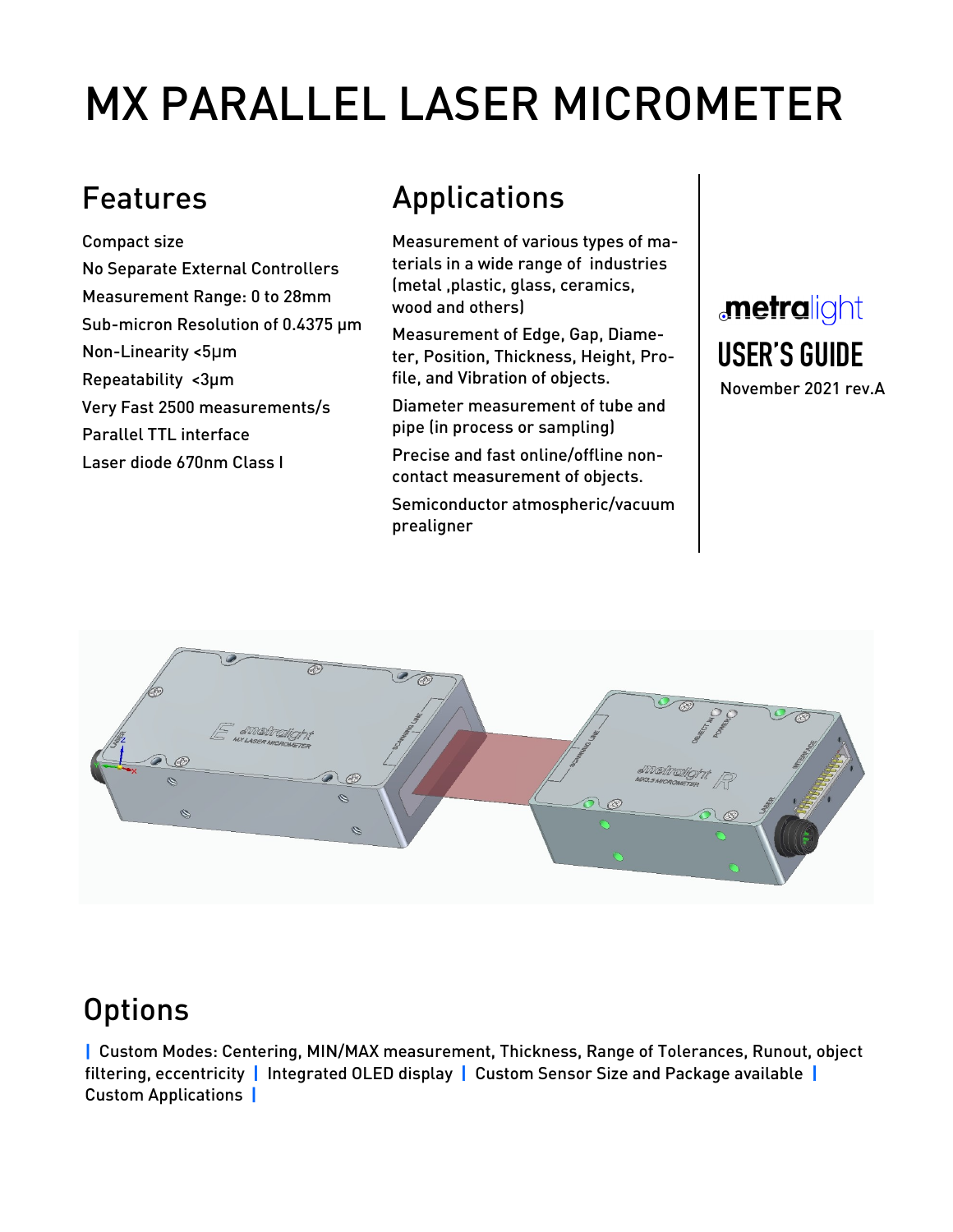# MX PARALLEL LASER MICROMETER

## Features

Compact size

No Separate External Controllers

Measurement Range: 0 to 28mm

Sub-micron Resolution of 0.4375 μm

Non-Linearity <5μm

Repeatability <3μm

Very Fast 2500 measurements/s

Parallel TTL interface

Laser diode 670nm Class I

## Applications

Measurement of various types of materials in a wide range of industries (metal ,plastic, glass, ceramics, wood and others)

Measurement of Edge, Gap, Diameter, Position, Thickness, Height, Profile, and Vibration of objects.

Diameter measurement of tube and pipe (in process or sampling)

Precise and fast online/offline non-contact measurement of objects.

Semiconductor atmospheric/vacuum prealigner

**metralight**

**USER'S GUIDE**

November 2021 rev.A

## Options

| Custom Modes: Centering, MIN/MAX measurement, Thickness, Range of Tolerances, Runout, object filtering, eccentricity | Integrated OLED display | Custom Sensor Size and Package available | Custom Applications |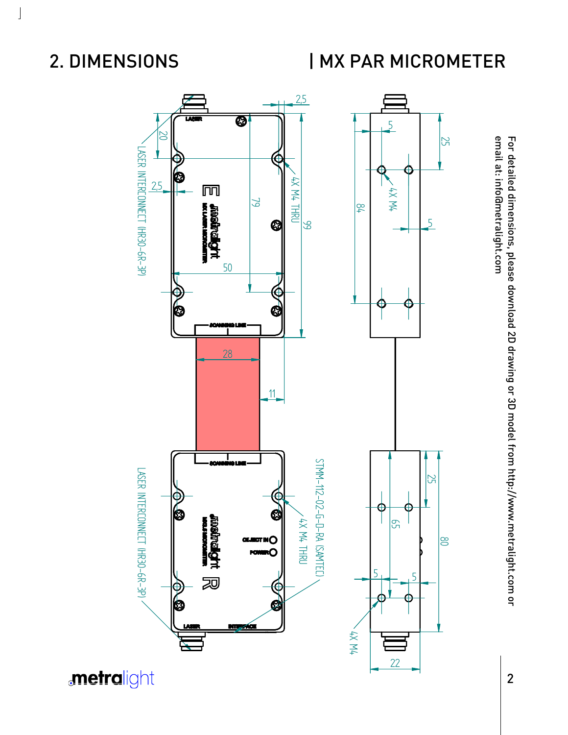## 2. DIMENSIONS

## | MX PAR MICROMETER

For detailed dimensions, please download 2D drawing or 3D model from http://www.metralight.com or email at: info@metralight.com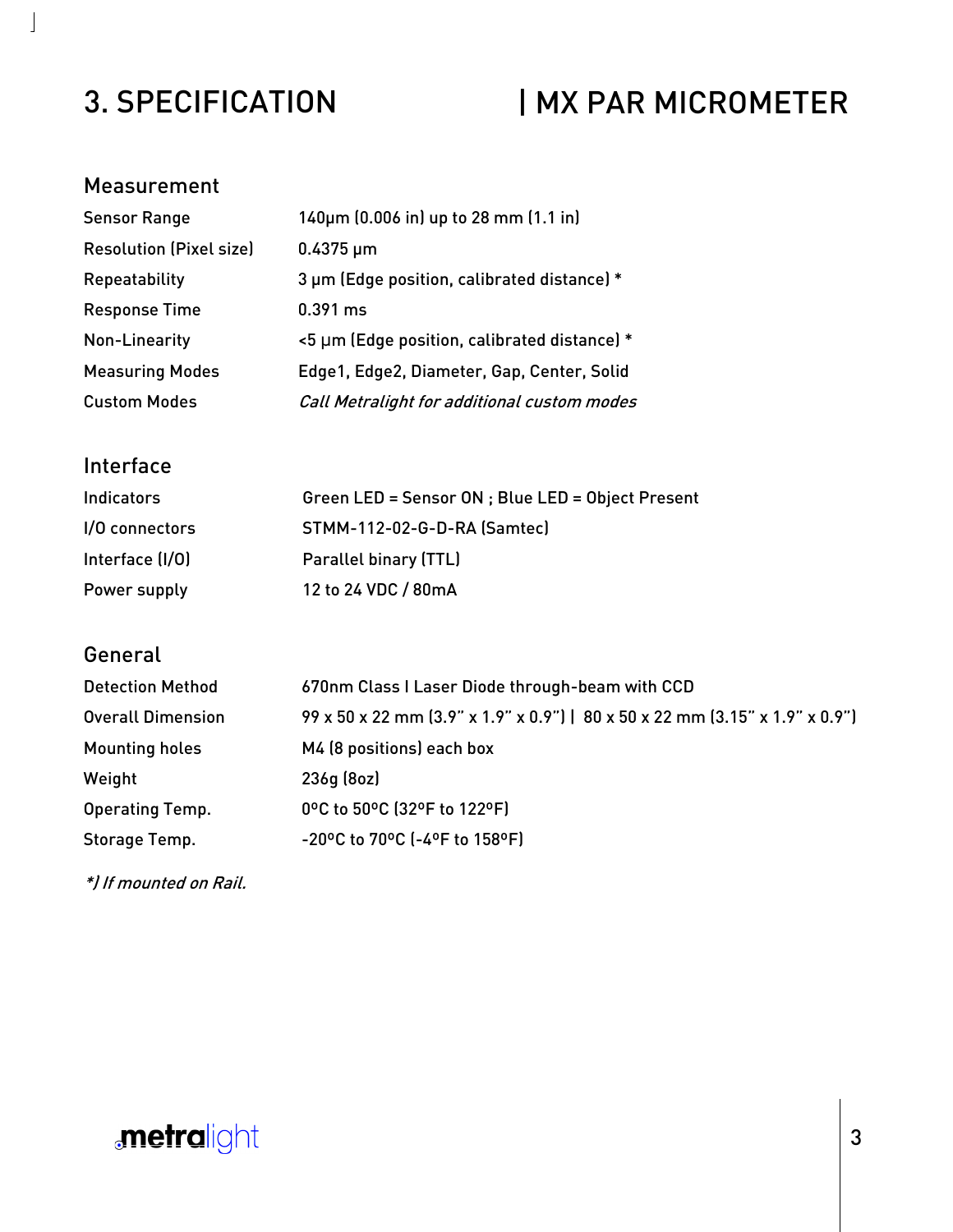# 3. SPECIFICATION | MX PAR MICROMETER

## Measurement

| | |
|---|---|
| Sensor Range | 140µm (0.006 in) up to 28 mm (1.1 in) |
| Resolution (Pixel size) | 0.4375 µm |
| Repeatability | 3 µm (Edge position, calibrated distance) * |
| Response Time | 0.391 ms |
| Non-Linearity | <5 µm (Edge position, calibrated distance) * |
| Measuring Modes | Edge1, Edge2, Diameter, Gap, Center, Solid |
| Custom Modes | *Call Metralight for additional custom modes* |

## Interface

| | |
|---|---|
| Indicators | Green LED = Sensor ON ; Blue LED = Object Present |
| I/O connectors | STMM-112-02-G-D-RA (Samtec) |
| Interface (I/O) | Parallel binary (TTL) |
| Power supply | 12 to 24 VDC / 80mA |

## General

| | |
|---|---|
| Detection Method | 670nm Class I Laser Diode through-beam with CCD |
| Overall Dimension | 99 x 50 x 22 mm (3.9" x 1.9" x 0.9") \| 80 x 50 x 22 mm (3.15" x 1.9" x 0.9") |
| Mounting holes | M4 (8 positions) each box |
| Weight | 236g (8oz) |
| Operating Temp. | 0ºC to 50ºC (32ºF to 122ºF) |
| Storage Temp. | -20ºC to 70ºC (-4ºF to 158ºF) |

*\*) If mounted on Rail.*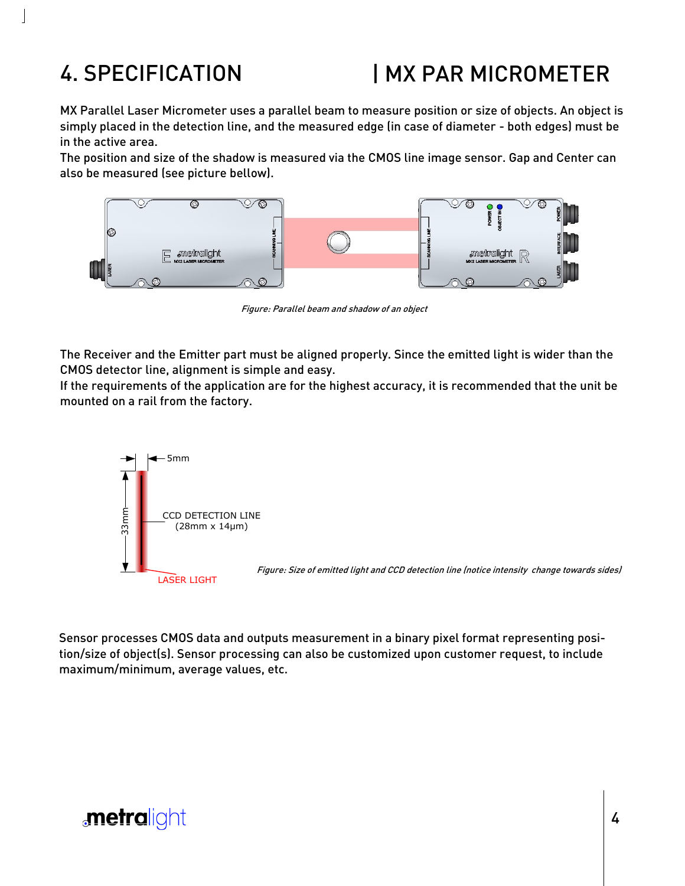# 4. SPECIFICATION | MX PAR MICROMETER

MX Parallel Laser Micrometer uses a parallel beam to measure position or size of objects. An object is simply placed in the detection line, and the measured edge (in case of diameter - both edges) must be in the active area.
The position and size of the shadow is measured via the CMOS line image sensor. Gap and Center can also be measured (see picture bellow).

*Figure: Parallel beam and shadow of an object*

The Receiver and the Emitter part must be aligned properly. Since the emitted light is wider than the CMOS detector line, alignment is simple and easy.
If the requirements of the application are for the highest accuracy, it is recommended that the unit be mounted on a rail from the factory.

5mm

33mm

CCD DETECTION LINE
(28mm x 14μm)

LASER LIGHT

*Figure: Size of emitted light and CCD detection line (notice intensity change towards sides)*

Sensor processes CMOS data and outputs measurement in a binary pixel format representing position/size of object(s). Sensor processing can also be customized upon customer request, to include maximum/minimum, average values, etc.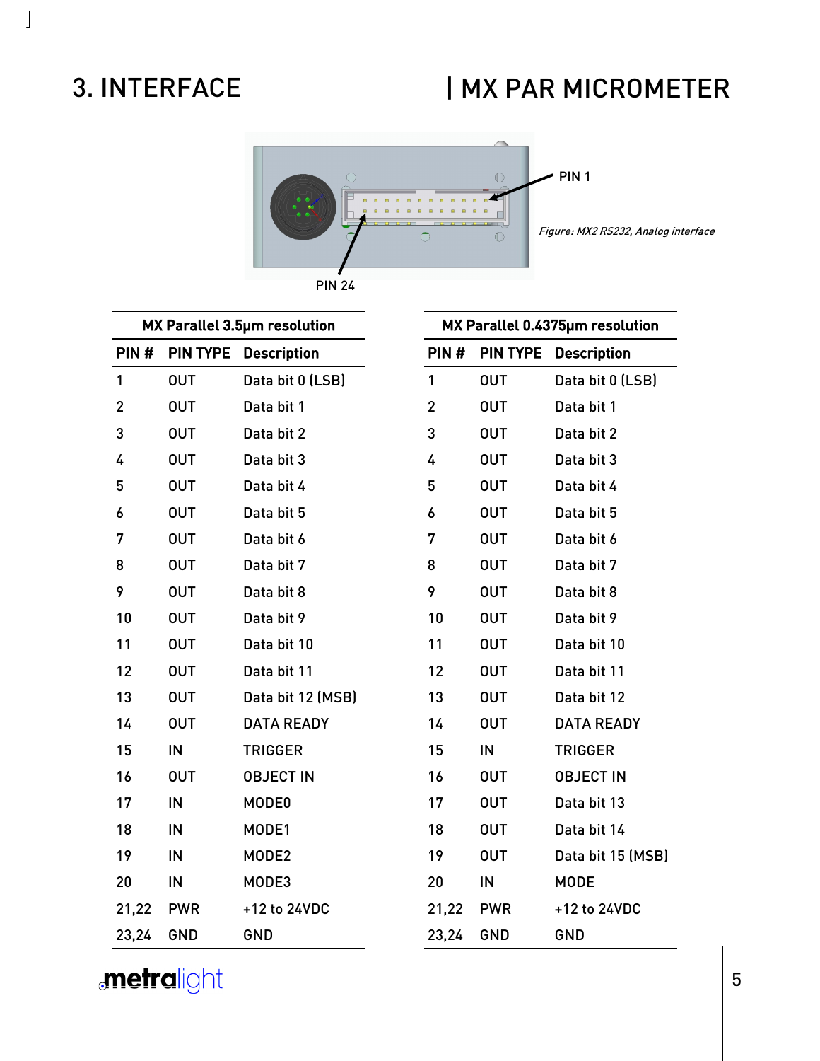# 3. INTERFACE

PIN 1

*Figure: MX2 RS232, Analog interface*

PIN 24

| MX Parallel 3.5µm resolution | | |
|---|---|---|
| **PIN #** | **PIN TYPE** | **Description** |
| 1 | OUT | Data bit 0 (LSB) |
| 2 | OUT | Data bit 1 |
| 3 | OUT | Data bit 2 |
| 4 | OUT | Data bit 3 |
| 5 | OUT | Data bit 4 |
| 6 | OUT | Data bit 5 |
| 7 | OUT | Data bit 6 |
| 8 | OUT | Data bit 7 |
| 9 | OUT | Data bit 8 |
| 10 | OUT | Data bit 9 |
| 11 | OUT | Data bit 10 |
| 12 | OUT | Data bit 11 |
| 13 | OUT | Data bit 12 (MSB) |
| 14 | OUT | DATA READY |
| 15 | IN | TRIGGER |
| 16 | OUT | OBJECT IN |
| 17 | IN | MODE0 |
| 18 | IN | MODE1 |
| 19 | IN | MODE2 |
| 20 | IN | MODE3 |
| 21,22 | PWR | +12 to 24VDC |
| 23,24 | GND | GND |

| MX Parallel 0.4375µm resolution | | |
|---|---|---|
| **PIN #** | **PIN TYPE** | **Description** |
| 1 | OUT | Data bit 0 (LSB) |
| 2 | OUT | Data bit 1 |
| 3 | OUT | Data bit 2 |
| 4 | OUT | Data bit 3 |
| 5 | OUT | Data bit 4 |
| 6 | OUT | Data bit 5 |
| 7 | OUT | Data bit 6 |
| 8 | OUT | Data bit 7 |
| 9 | OUT | Data bit 8 |
| 10 | OUT | Data bit 9 |
| 11 | OUT | Data bit 10 |
| 12 | OUT | Data bit 11 |
| 13 | OUT | Data bit 12 |
| 14 | OUT | DATA READY |
| 15 | IN | TRIGGER |
| 16 | OUT | OBJECT IN |
| 17 | OUT | Data bit 13 |
| 18 | OUT | Data bit 14 |
| 19 | OUT | Data bit 15 (MSB) |
| 20 | IN | MODE |
| 21,22 | PWR | +12 to 24VDC |
| 23,24 | GND | GND |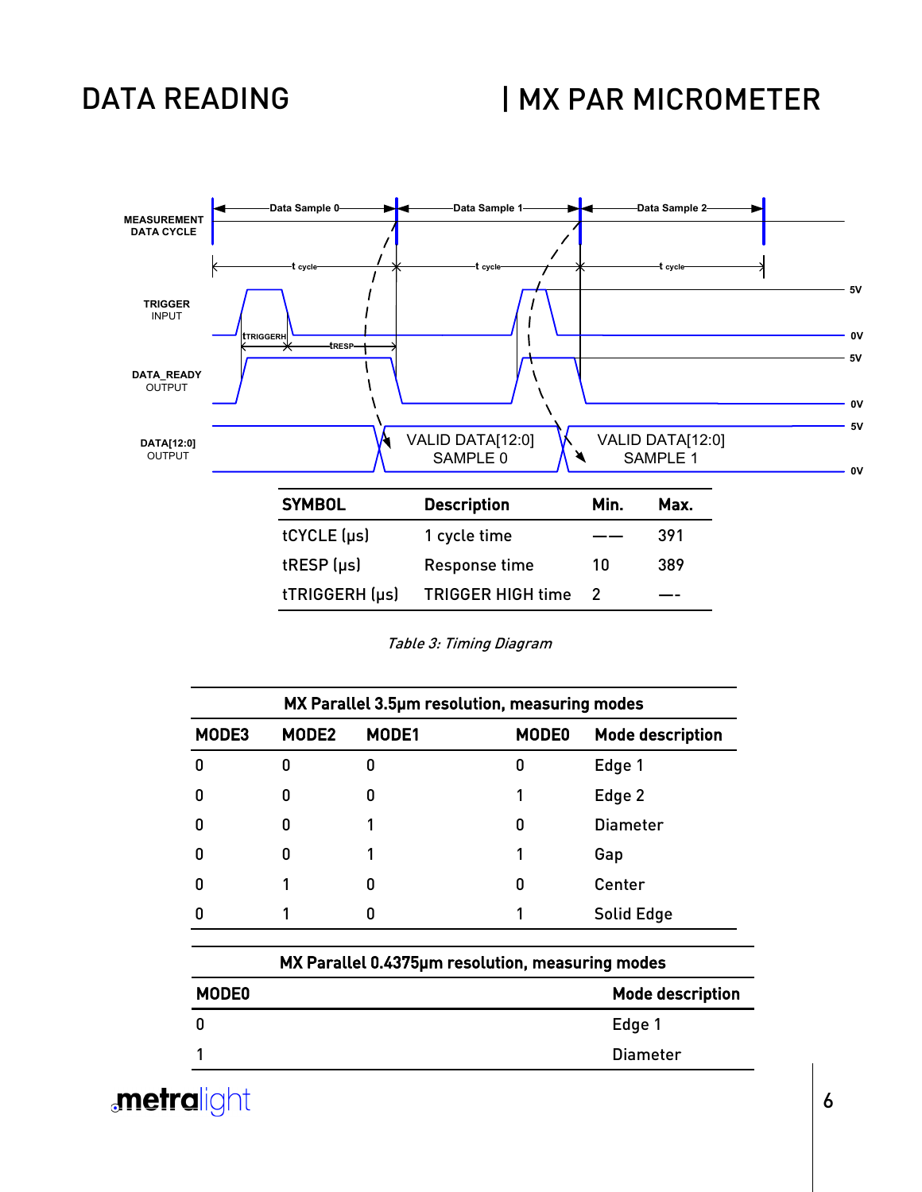# DATA READING

| SYMBOL | Description | Min. | Max. |
|---|---|---|---|
| tCYCLE (μs) | 1 cycle time | —— | 391 |
| tRESP (μs) | Response time | 10 | 389 |
| tTRIGGERH (μs) | TRIGGER HIGH time | 2 | —- |

*Table 3: Timing Diagram*

| MX Parallel 3.5μm resolution, measuring modes | | | | |
|---|---|---|---|---|
| **MODE3** | **MODE2** | **MODE1** | **MODE0** | **Mode description** |
| 0 | 0 | 0 | 0 | Edge 1 |
| 0 | 0 | 0 | 1 | Edge 2 |
| 0 | 0 | 1 | 0 | Diameter |
| 0 | 0 | 1 | 1 | Gap |
| 0 | 1 | 0 | 0 | Center |
| 0 | 1 | 0 | 1 | Solid Edge |

| MX Parallel 0.4375μm resolution, measuring modes | |
|---|---|
| **MODE0** | **Mode description** |
| 0 | Edge 1 |
| 1 | Diameter |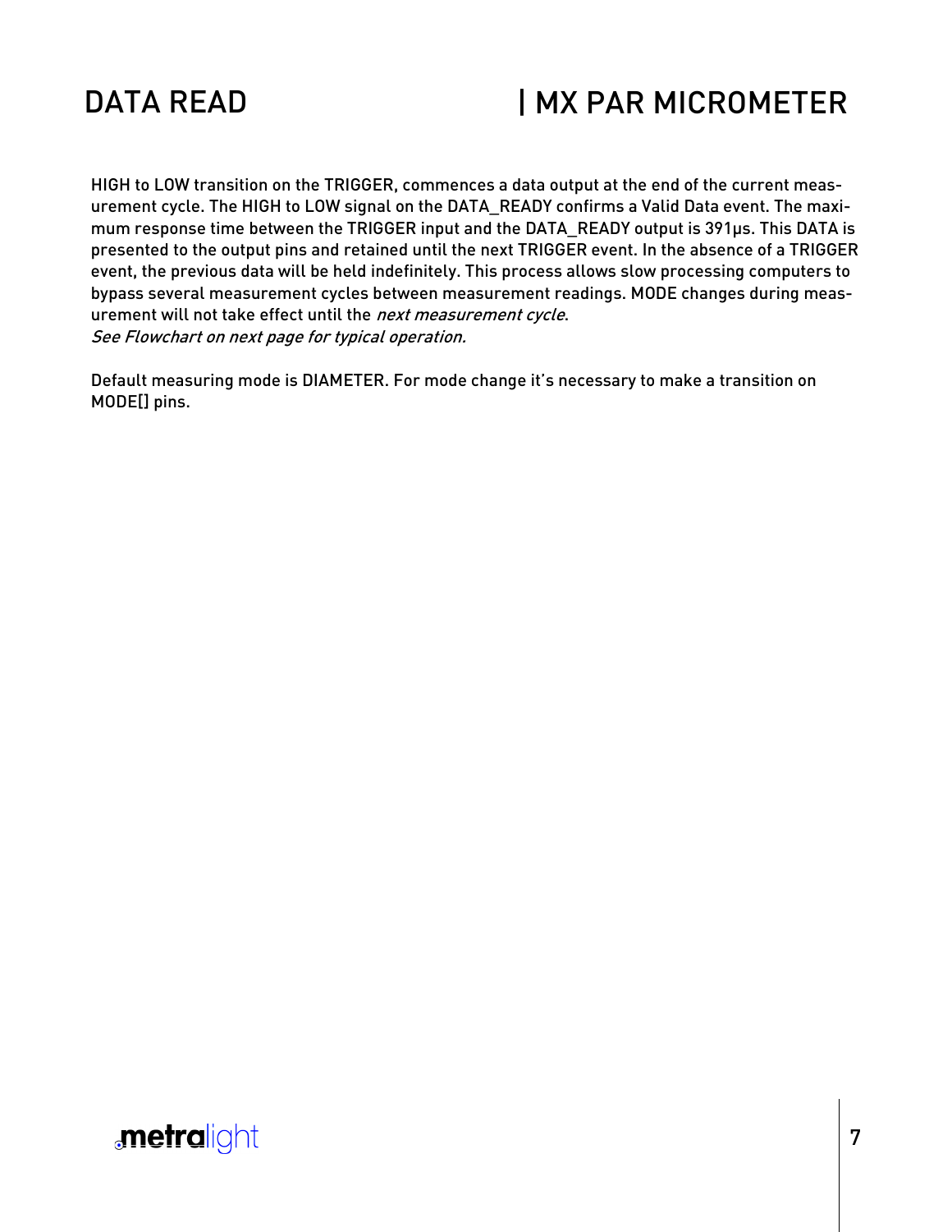# DATA READ

HIGH to LOW transition on the TRIGGER, commences a data output at the end of the current measurement cycle. The HIGH to LOW signal on the DATA_READY confirms a Valid Data event. The maximum response time between the TRIGGER input and the DATA_READY output is 391µs. This DATA is presented to the output pins and retained until the next TRIGGER event. In the absence of a TRIGGER event, the previous data will be held indefinitely. This process allows slow processing computers to bypass several measurement cycles between measurement readings. MODE changes during measurement will not take effect until the *next measurement cycle*.
*See Flowchart on next page for typical operation.*

Default measuring mode is DIAMETER. For mode change it's necessary to make a transition on MODE[] pins.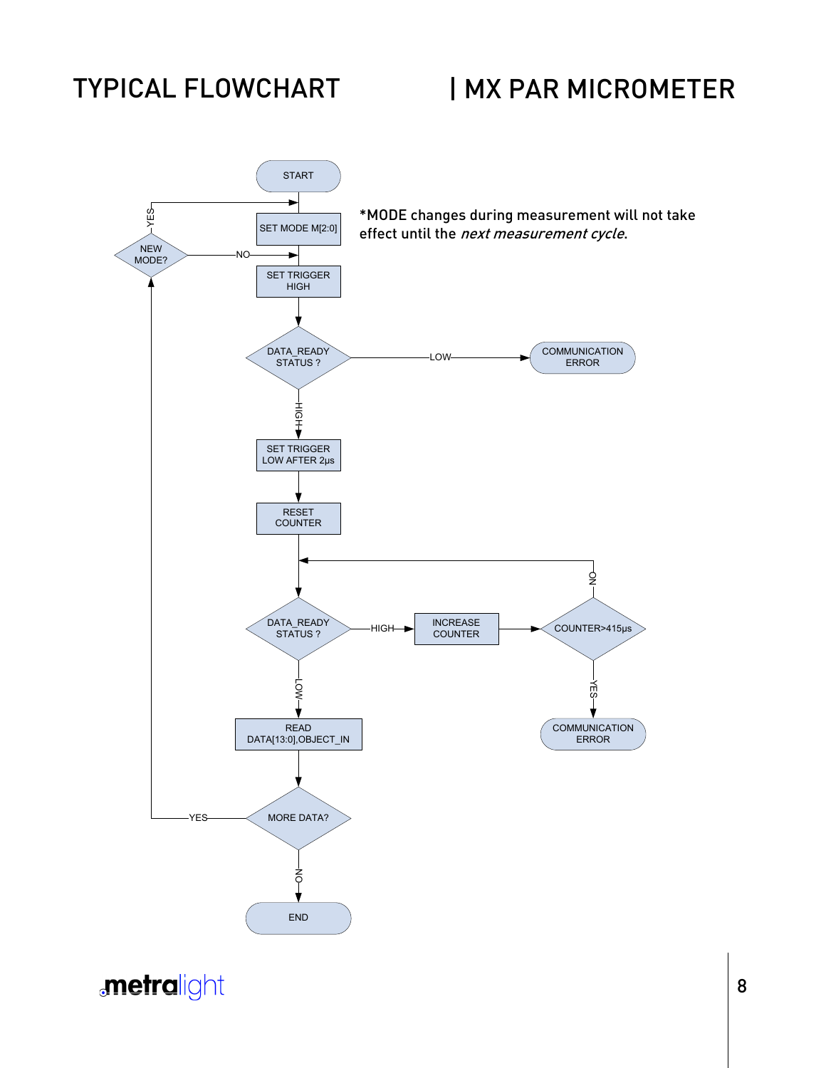# TYPICAL FLOWCHART

*MODE changes during measurement will not take effect until the *next measurement cycle*.

START

SET MODE M[2:0]

NEW MODE? — YES → SET MODE M[2:0]; NO → SET TRIGGER HIGH

SET TRIGGER HIGH

DATA_READY STATUS ? — LOW → COMMUNICATION ERROR; HIGH → SET TRIGGER LOW AFTER 2µs

SET TRIGGER LOW AFTER 2µs

RESET COUNTER

DATA_READY STATUS ? — HIGH → INCREASE COUNTER; LOW → READ DATA[13:0],OBJECT_IN

INCREASE COUNTER

COUNTER>415µs — NO → DATA_READY STATUS ?; YES → COMMUNICATION ERROR

READ DATA[13:0],OBJECT_IN

MORE DATA? — YES → NEW MODE?; NO → END

END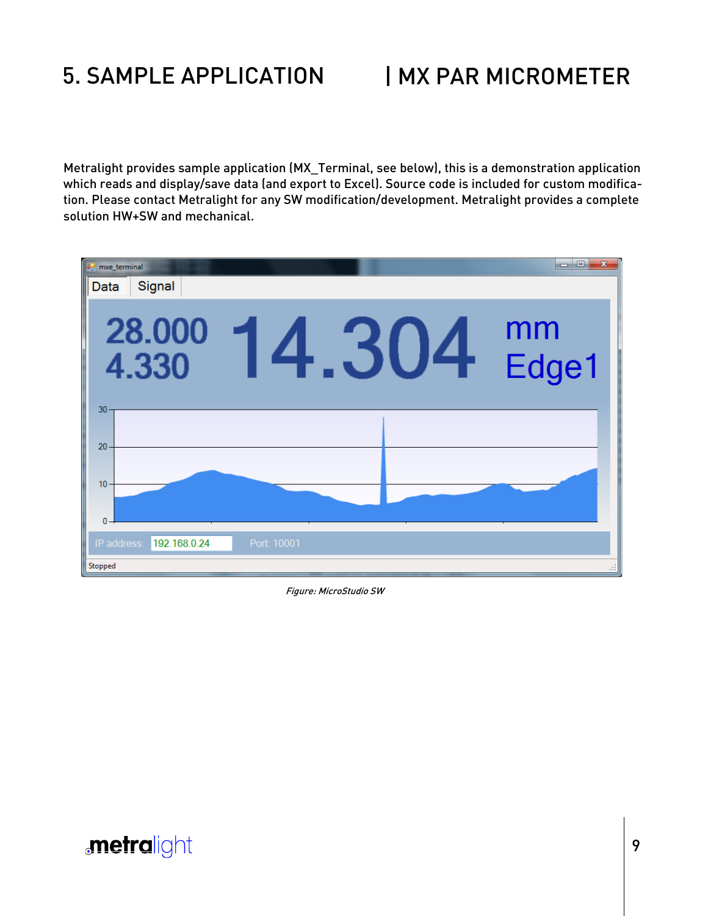# 5. SAMPLE APPLICATION | MX PAR MICROMETER

Metralight provides sample application (MX_Terminal, see below), this is a demonstration application which reads and display/save data (and export to Excel). Source code is included for custom modification. Please contact Metralight for any SW modification/development. Metralight provides a complete solution HW+SW and mechanical.

*Figure: MicroStudio SW*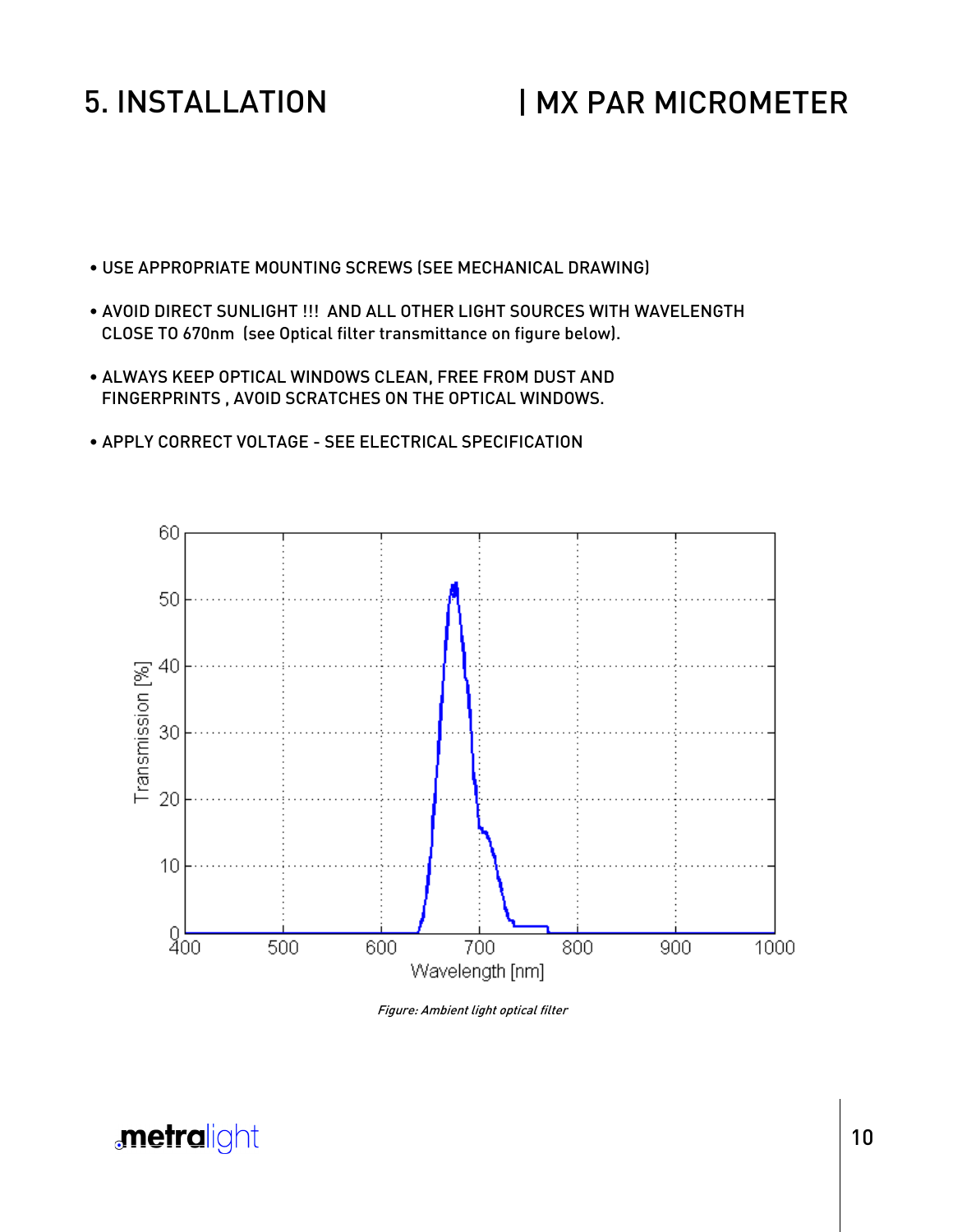# 5. INSTALLATION

- USE APPROPRIATE MOUNTING SCREWS (SEE MECHANICAL DRAWING)
- AVOID DIRECT SUNLIGHT !!! AND ALL OTHER LIGHT SOURCES WITH WAVELENGTH CLOSE TO 670nm (see Optical filter transmittance on figure below).
- ALWAYS KEEP OPTICAL WINDOWS CLEAN, FREE FROM DUST AND FINGERPRINTS , AVOID SCRATCHES ON THE OPTICAL WINDOWS.
- APPLY CORRECT VOLTAGE - SEE ELECTRICAL SPECIFICATION

*Figure: Ambient light optical filter*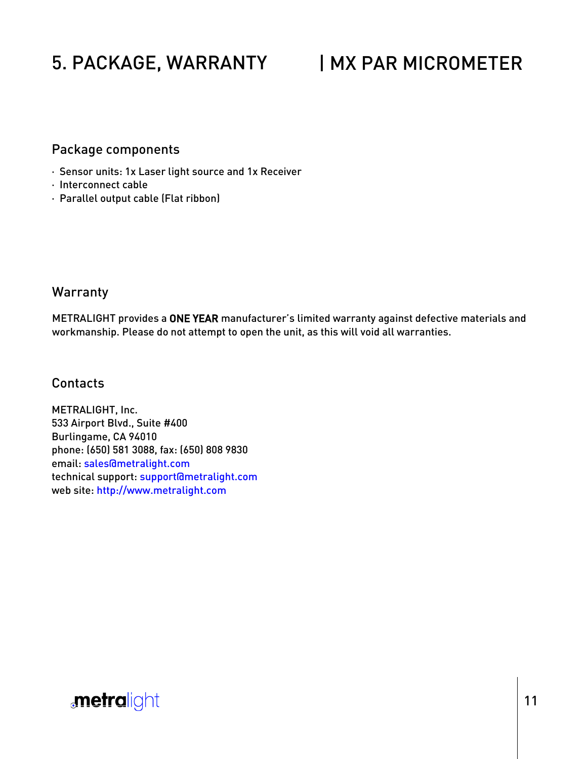# 5. PACKAGE, WARRANTY | MX PAR MICROMETER

## Package components

- Sensor units: 1x Laser light source and 1x Receiver
- Interconnect cable
- Parallel output cable (Flat ribbon)

## Warranty

METRALIGHT provides a **ONE YEAR** manufacturer's limited warranty against defective materials and workmanship. Please do not attempt to open the unit, as this will void all warranties.

## Contacts

METRALIGHT, Inc.
533 Airport Blvd., Suite #400
Burlingame, CA 94010
phone: (650) 581 3088, fax: (650) 808 9830
email: sales@metralight.com
technical support: support@metralight.com
web site: http://www.metralight.com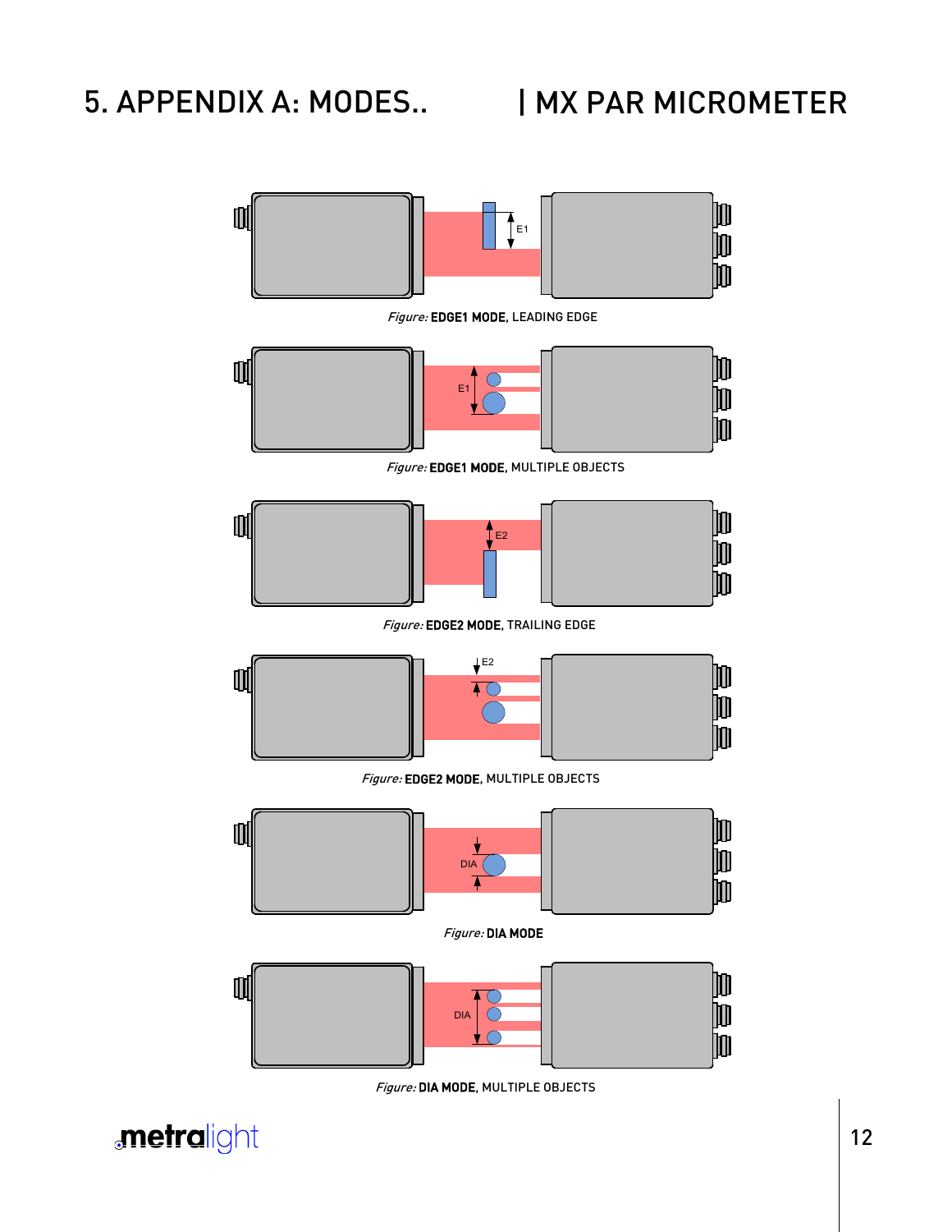# 5. APPENDIX A: MODES..

*Figure:* **EDGE1 MODE**, LEADING EDGE

*Figure:* **EDGE1 MODE**, MULTIPLE OBJECTS

*Figure:* **EDGE2 MODE**, TRAILING EDGE

*Figure:* **EDGE2 MODE**, MULTIPLE OBJECTS

*Figure:* **DIA MODE**

*Figure:* **DIA MODE**, MULTIPLE OBJECTS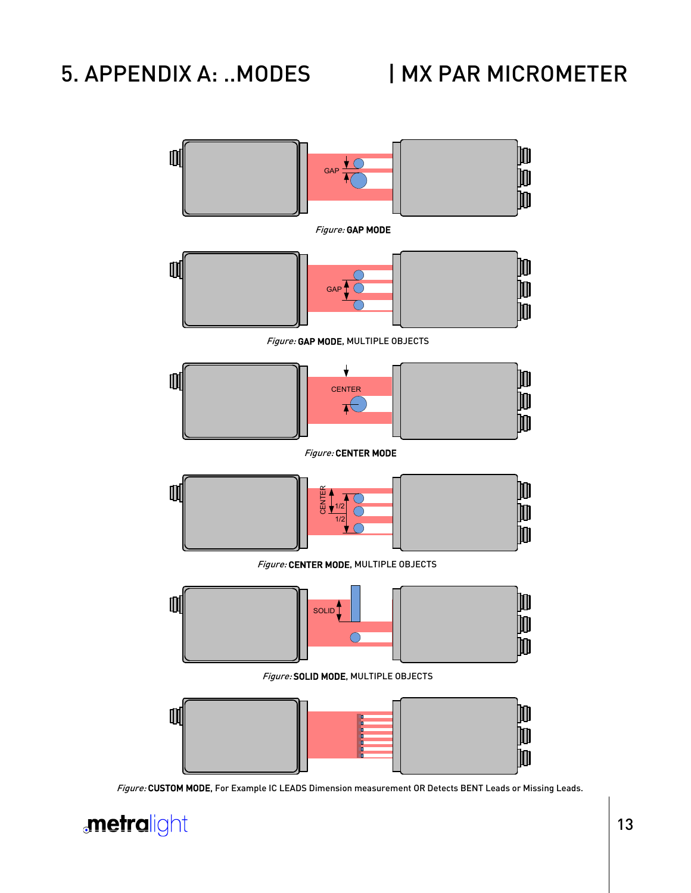# 5. APPENDIX A: ..MODES | MX PAR MICROMETER

GAP

*Figure:* **GAP MODE**

GAP

*Figure:* **GAP MODE**, MULTIPLE OBJECTS

CENTER

*Figure:* **CENTER MODE**

CENTER

1/2

1/2

*Figure:* **CENTER MODE**, MULTIPLE OBJECTS

SOLID

*Figure:* **SOLID MODE**, MULTIPLE OBJECTS

*Figure:* **CUSTOM MODE**, For Example IC LEADS Dimension measurement OR Detects BENT Leads or Missing Leads.